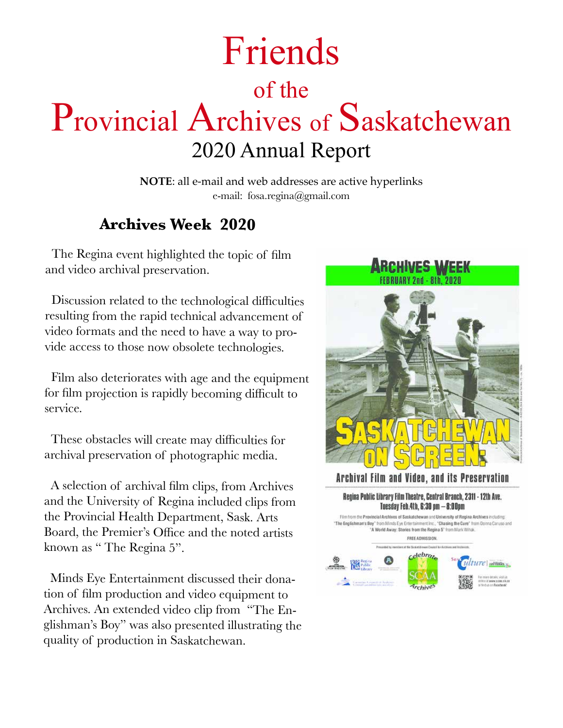# Friends

## of the

# Provincial Archives of Saskatchewan

## 2020 Annual Report

**NOTE**: all e-mail and web addresses are active hyperlinks
e-mail: fosa.regina@gmail.com

### Archives Week 2020

The Regina event highlighted the topic of film and video archival preservation.

Discussion related to the technological difficulties resulting from the rapid technical advancement of video formats and the need to have a way to provide access to those now obsolete technologies.

Film also deteriorates with age and the equipment for film projection is rapidly becoming difficult to service.

These obstacles will create may difficulties for archival preservation of photographic media.

A selection of archival film clips, from Archives and the University of Regina included clips from the Provincial Health Department, Sask. Arts Board, the Premier's Office and the noted artists known as " The Regina 5".

Minds Eye Entertainment discussed their donation of film production and video equipment to Archives. An extended video clip from "The Englishman's Boy" was also presented illustrating the quality of production in Saskatchewan.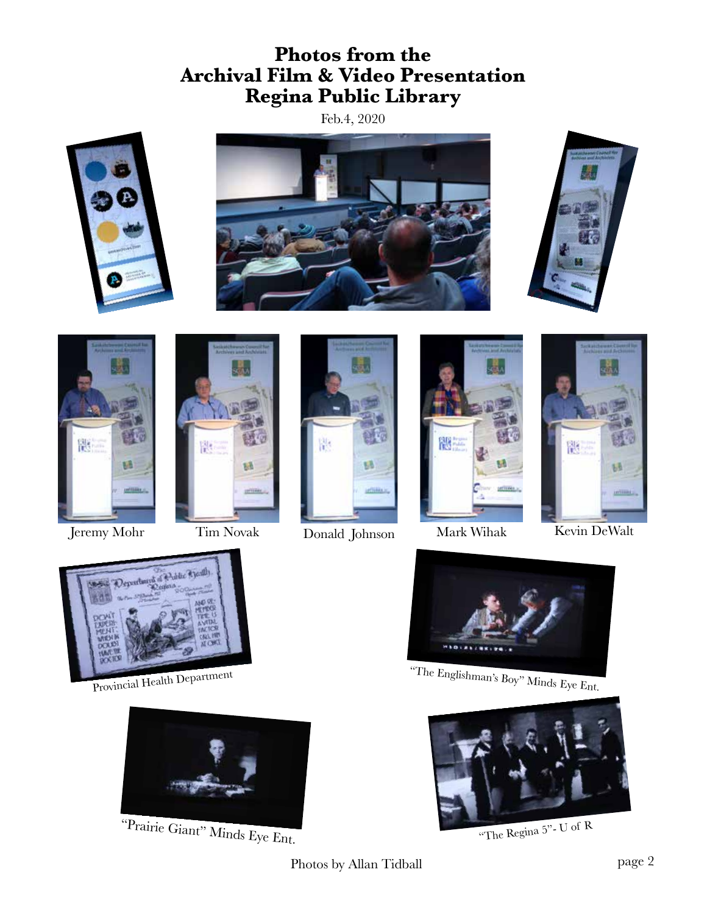# Photos from the Archival Film & Video Presentation Regina Public Library

Feb.4, 2020

Jeremy Mohr

Tim Novak

Donald Johnson

Mark Wihak

Kevin DeWalt

Provincial Health Department

"The Englishman's Boy" Minds Eye Ent.

"Prairie Giant" Minds Eye Ent.

"The Regina 5"- U of R

Photos by Allan Tidball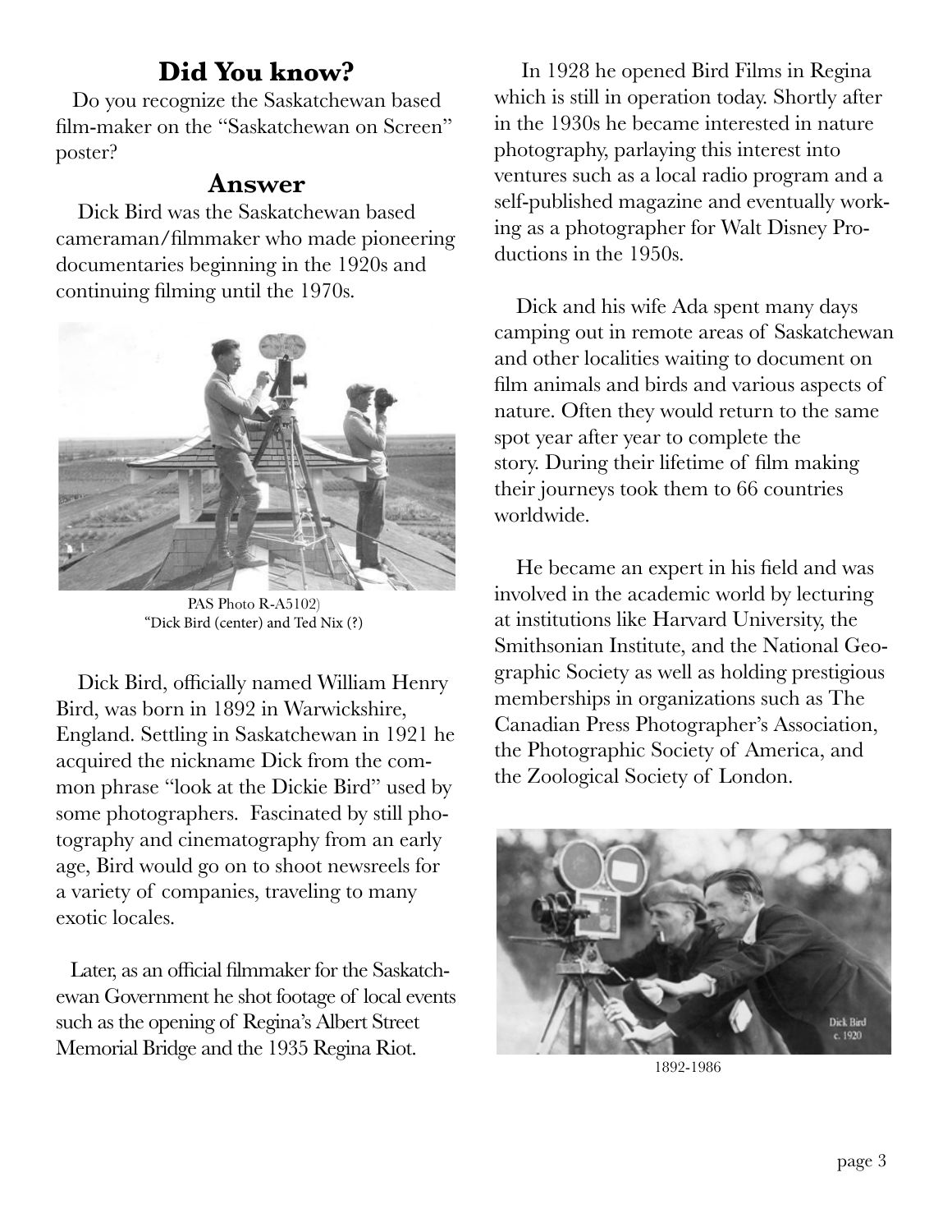## Did You know?

Do you recognize the Saskatchewan based film-maker on the "Saskatchewan on Screen" poster?

## Answer

Dick Bird was the Saskatchewan based cameraman/filmmaker who made pioneering documentaries beginning in the 1920s and continuing filming until the 1970s.

PAS Photo R-A5102)
"Dick Bird (center) and Ted Nix (?)

Dick Bird, officially named William Henry Bird, was born in 1892 in Warwickshire, England. Settling in Saskatchewan in 1921 he acquired the nickname Dick from the common phrase "look at the Dickie Bird" used by some photographers. Fascinated by still photography and cinematography from an early age, Bird would go on to shoot newsreels for a variety of companies, traveling to many exotic locales.

Later, as an official filmmaker for the Saskatchewan Government he shot footage of local events such as the opening of Regina's Albert Street Memorial Bridge and the 1935 Regina Riot.

In 1928 he opened Bird Films in Regina which is still in operation today. Shortly after in the 1930s he became interested in nature photography, parlaying this interest into ventures such as a local radio program and a self-published magazine and eventually working as a photographer for Walt Disney Productions in the 1950s.

Dick and his wife Ada spent many days camping out in remote areas of Saskatchewan and other localities waiting to document on film animals and birds and various aspects of nature. Often they would return to the same spot year after year to complete the story. During their lifetime of film making their journeys took them to 66 countries worldwide.

He became an expert in his field and was involved in the academic world by lecturing at institutions like Harvard University, the Smithsonian Institute, and the National Geographic Society as well as holding prestigious memberships in organizations such as The Canadian Press Photographer's Association, the Photographic Society of America, and the Zoological Society of London.

Dick Bird c. 1920

1892-1986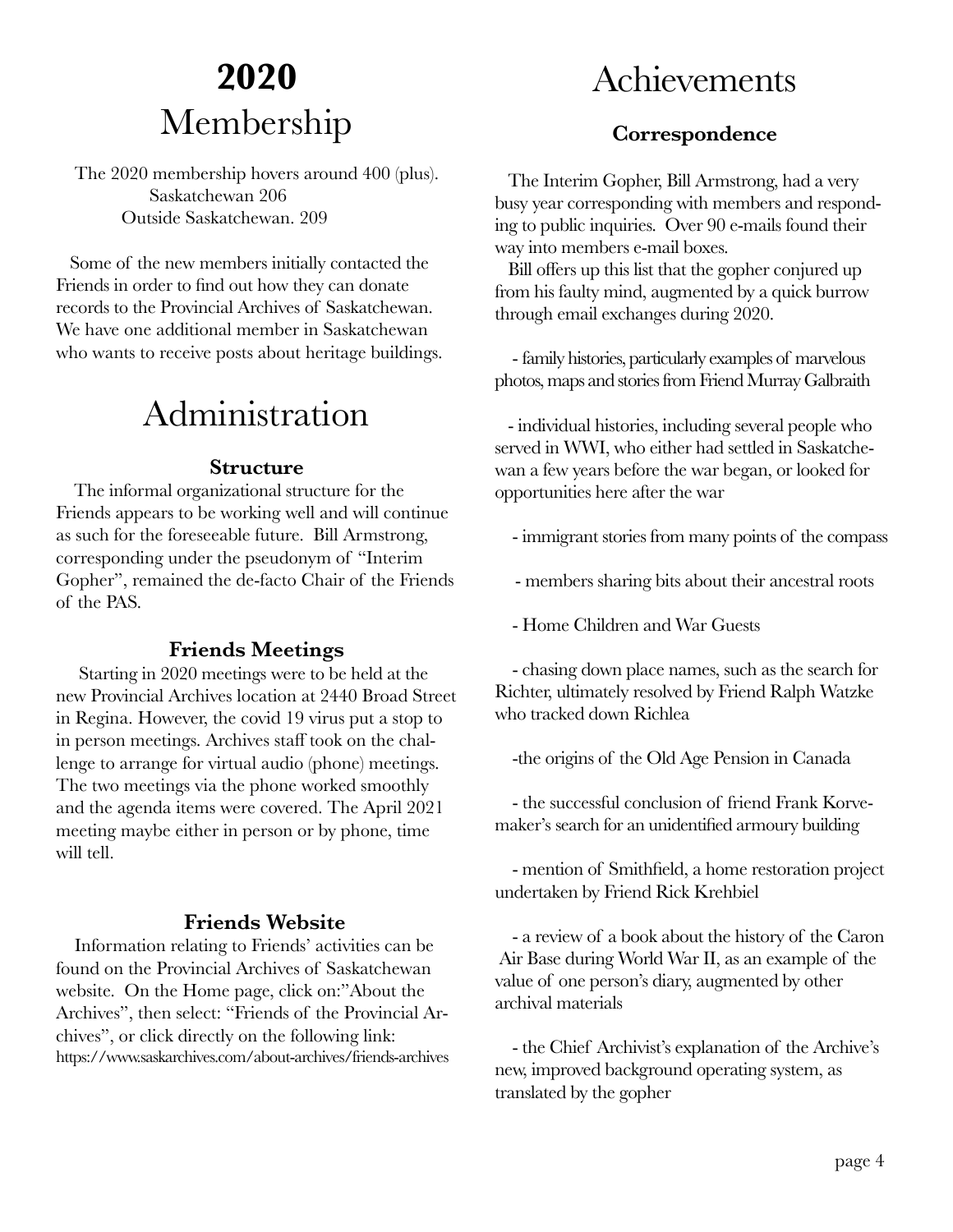# **2020** Membership

The 2020 membership hovers around 400 (plus).
Saskatchewan 206
Outside Saskatchewan. 209

Some of the new members initially contacted the Friends in order to find out how they can donate records to the Provincial Archives of Saskatchewan. We have one additional member in Saskatchewan who wants to receive posts about heritage buildings.

# Administration

### **Structure**

The informal organizational structure for the Friends appears to be working well and will continue as such for the foreseeable future. Bill Armstrong, corresponding under the pseudonym of "Interim Gopher", remained the de-facto Chair of the Friends of the PAS.

### **Friends Meetings**

Starting in 2020 meetings were to be held at the new Provincial Archives location at 2440 Broad Street in Regina. However, the covid 19 virus put a stop to in person meetings. Archives staff took on the challenge to arrange for virtual audio (phone) meetings. The two meetings via the phone worked smoothly and the agenda items were covered. The April 2021 meeting maybe either in person or by phone, time will tell.

### **Friends Website**

Information relating to Friends' activities can be found on the Provincial Archives of Saskatchewan website. On the Home page, click on:"About the Archives", then select: "Friends of the Provincial Archives", or click directly on the following link: https://www.saskarchives.com/about-archives/friends-archives

# Achievements

### **Correspondence**

The Interim Gopher, Bill Armstrong, had a very busy year corresponding with members and responding to public inquiries. Over 90 e-mails found their way into members e-mail boxes.

Bill offers up this list that the gopher conjured up from his faulty mind, augmented by a quick burrow through email exchanges during 2020.

- family histories, particularly examples of marvelous photos, maps and stories from Friend Murray Galbraith

- individual histories, including several people who served in WWI, who either had settled in Saskatchewan a few years before the war began, or looked for opportunities here after the war

- immigrant stories from many points of the compass

- members sharing bits about their ancestral roots

- Home Children and War Guests

- chasing down place names, such as the search for Richter, ultimately resolved by Friend Ralph Watzke who tracked down Richlea

- the origins of the Old Age Pension in Canada

- the successful conclusion of friend Frank Korvemaker's search for an unidentified armoury building

- mention of Smithfield, a home restoration project undertaken by Friend Rick Krehbiel

- a review of a book about the history of the Caron Air Base during World War II, as an example of the value of one person's diary, augmented by other archival materials

- the Chief Archivist's explanation of the Archive's new, improved background operating system, as translated by the gopher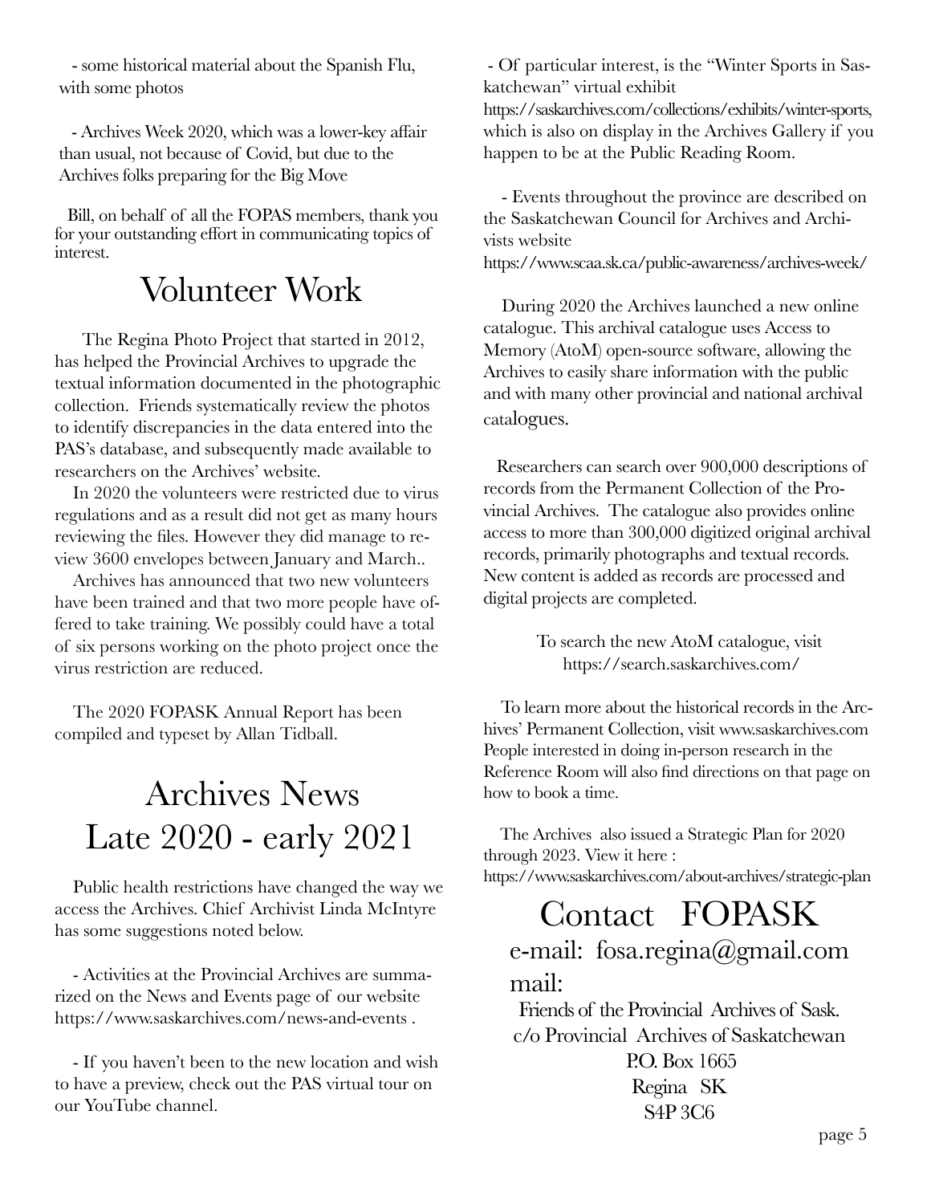- some historical material about the Spanish Flu, with some photos

- Archives Week 2020, which was a lower-key affair than usual, not because of Covid, but due to the Archives folks preparing for the Big Move

Bill, on behalf of all the FOPAS members, thank you for your outstanding effort in communicating topics of interest.

# Volunteer Work

The Regina Photo Project that started in 2012, has helped the Provincial Archives to upgrade the textual information documented in the photographic collection. Friends systematically review the photos to identify discrepancies in the data entered into the PAS's database, and subsequently made available to researchers on the Archives' website.

In 2020 the volunteers were restricted due to virus regulations and as a result did not get as many hours reviewing the files. However they did manage to review 3600 envelopes between January and March..

Archives has announced that two new volunteers have been trained and that two more people have offered to take training. We possibly could have a total of six persons working on the photo project once the virus restriction are reduced.

The 2020 FOPASK Annual Report has been compiled and typeset by Allan Tidball.

# Archives News Late 2020 - early 2021

Public health restrictions have changed the way we access the Archives. Chief Archivist Linda McIntyre has some suggestions noted below.

- Activities at the Provincial Archives are summarized on the News and Events page of our website https://www.saskarchives.com/news-and-events .

- If you haven't been to the new location and wish to have a preview, check out the PAS virtual tour on our YouTube channel.

- Of particular interest, is the "Winter Sports in Saskatchewan" virtual exhibit https://saskarchives.com/collections/exhibits/winter-sports, which is also on display in the Archives Gallery if you happen to be at the Public Reading Room.

- Events throughout the province are described on the Saskatchewan Council for Archives and Archivists website https://www.scaa.sk.ca/public-awareness/archives-week/

During 2020 the Archives launched a new online catalogue. This archival catalogue uses Access to Memory (AtoM) open-source software, allowing the Archives to easily share information with the public and with many other provincial and national archival catalogues.

Researchers can search over 900,000 descriptions of records from the Permanent Collection of the Provincial Archives. The catalogue also provides online access to more than 300,000 digitized original archival records, primarily photographs and textual records. New content is added as records are processed and digital projects are completed.

To search the new AtoM catalogue, visit https://search.saskarchives.com/

To learn more about the historical records in the Archives' Permanent Collection, visit www.saskarchives.com People interested in doing in-person research in the Reference Room will also find directions on that page on how to book a time.

The Archives also issued a Strategic Plan for 2020 through 2023. View it here : https://www.saskarchives.com/about-archives/strategic-plan

# Contact FOPASK

e-mail: fosa.regina@gmail.com

mail:

Friends of the Provincial Archives of Sask.
c/o Provincial Archives of Saskatchewan
P.O. Box 1665
Regina SK
S4P 3C6